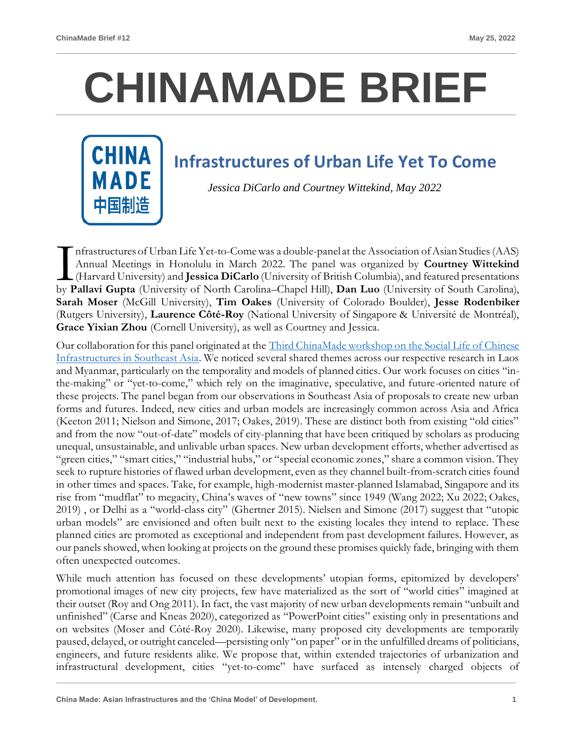# CHINAMADE BRIEF

## Infrastructures of Urban Life Yet To Come

*Jessica DiCarlo and Courtney Wittekind, May 2022*

Infrastructures of Urban Life Yet-to-Come was a double-panel at the Association of Asian Studies (AAS) Annual Meetings in Honolulu in March 2022. The panel was organized by **Courtney Wittekind** (Harvard University) and **Jessica DiCarlo** (University of British Columbia), and featured presentations by **Pallavi Gupta** (University of North Carolina–Chapel Hill), **Dan Luo** (University of South Carolina), **Sarah Moser** (McGill University), **Tim Oakes** (University of Colorado Boulder), **Jesse Rodenbiker** (Rutgers University), **Laurence Côté-Roy** (National University of Singapore & Université de Montréal), **Grace Yixian Zhou** (Cornell University), as well as Courtney and Jessica.

Our collaboration for this panel originated at the Third ChinaMade workshop on the Social Life of Chinese Infrastructures in Southeast Asia. We noticed several shared themes across our respective research in Laos and Myanmar, particularly on the temporality and models of planned cities. Our work focuses on cities "in-the-making" or "yet-to-come," which rely on the imaginative, speculative, and future-oriented nature of these projects. The panel began from our observations in Southeast Asia of proposals to create new urban forms and futures. Indeed, new cities and urban models are increasingly common across Asia and Africa (Keeton 2011; Nielson and Simone, 2017; Oakes, 2019). These are distinct both from existing "old cities" and from the now "out-of-date" models of city-planning that have been critiqued by scholars as producing unequal, unsustainable, and unlivable urban spaces. New urban development efforts, whether advertised as "green cities," "smart cities," "industrial hubs," or "special economic zones," share a common vision. They seek to rupture histories of flawed urban development, even as they channel built-from-scratch cities found in other times and spaces. Take, for example, high-modernist master-planned Islamabad, Singapore and its rise from "mudflat" to megacity, China's waves of "new towns" since 1949 (Wang 2022; Xu 2022; Oakes, 2019) , or Delhi as a "world-class city" (Ghertner 2015). Nielsen and Simone (2017) suggest that "utopic urban models" are envisioned and often built next to the existing locales they intend to replace. These planned cities are promoted as exceptional and independent from past development failures. However, as our panels showed, when looking at projects on the ground these promises quickly fade, bringing with them often unexpected outcomes.

While much attention has focused on these developments' utopian forms, epitomized by developers' promotional images of new city projects, few have materialized as the sort of "world cities" imagined at their outset (Roy and Ong 2011). In fact, the vast majority of new urban developments remain "unbuilt and unfinished" (Carse and Kneas 2020), categorized as "PowerPoint cities" existing only in presentations and on websites (Moser and Côté-Roy 2020). Likewise, many proposed city developments are temporarily paused, delayed, or outright canceled—persisting only "on paper" or in the unfulfilled dreams of politicians, engineers, and future residents alike. We propose that, within extended trajectories of urbanization and infrastructural development, cities "yet-to-come" have surfaced as intensely charged objects of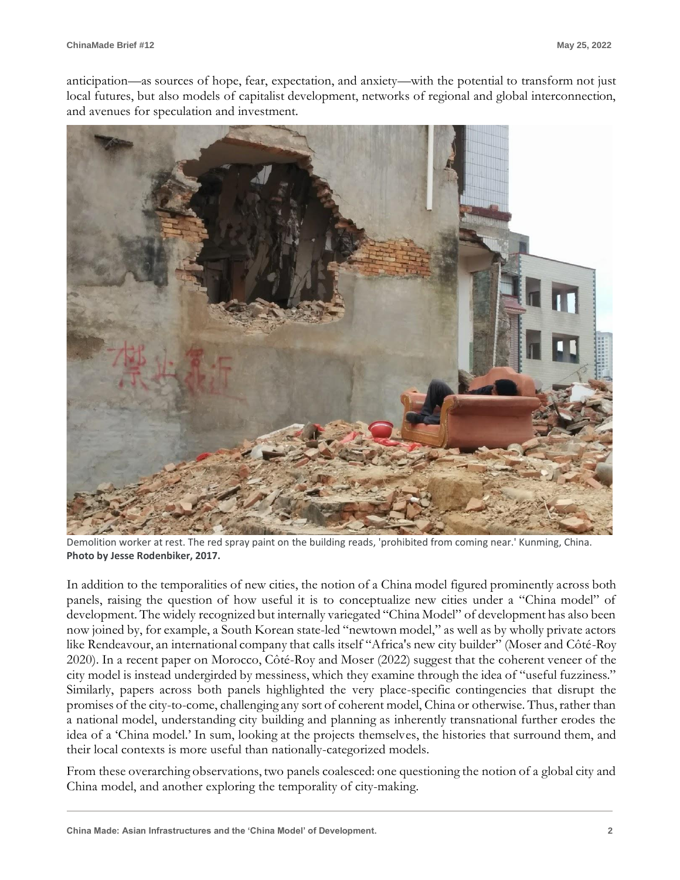anticipation—as sources of hope, fear, expectation, and anxiety—with the potential to transform not just local futures, but also models of capitalist development, networks of regional and global interconnection, and avenues for speculation and investment.

Demolition worker at rest. The red spray paint on the building reads, 'prohibited from coming near.' Kunming, China. **Photo by Jesse Rodenbiker, 2017.**

In addition to the temporalities of new cities, the notion of a China model figured prominently across both panels, raising the question of how useful it is to conceptualize new cities under a "China model" of development. The widely recognized but internally variegated "China Model" of development has also been now joined by, for example, a South Korean state-led "newtown model," as well as by wholly private actors like Rendeavour, an international company that calls itself "Africa's new city builder" (Moser and Côté-Roy 2020). In a recent paper on Morocco, Côté-Roy and Moser (2022) suggest that the coherent veneer of the city model is instead undergirded by messiness, which they examine through the idea of "useful fuzziness." Similarly, papers across both panels highlighted the very place-specific contingencies that disrupt the promises of the city-to-come, challenging any sort of coherent model, China or otherwise. Thus, rather than a national model, understanding city building and planning as inherently transnational further erodes the idea of a 'China model.' In sum, looking at the projects themselves, the histories that surround them, and their local contexts is more useful than nationally-categorized models.

From these overarching observations, two panels coalesced: one questioning the notion of a global city and China model, and another exploring the temporality of city-making.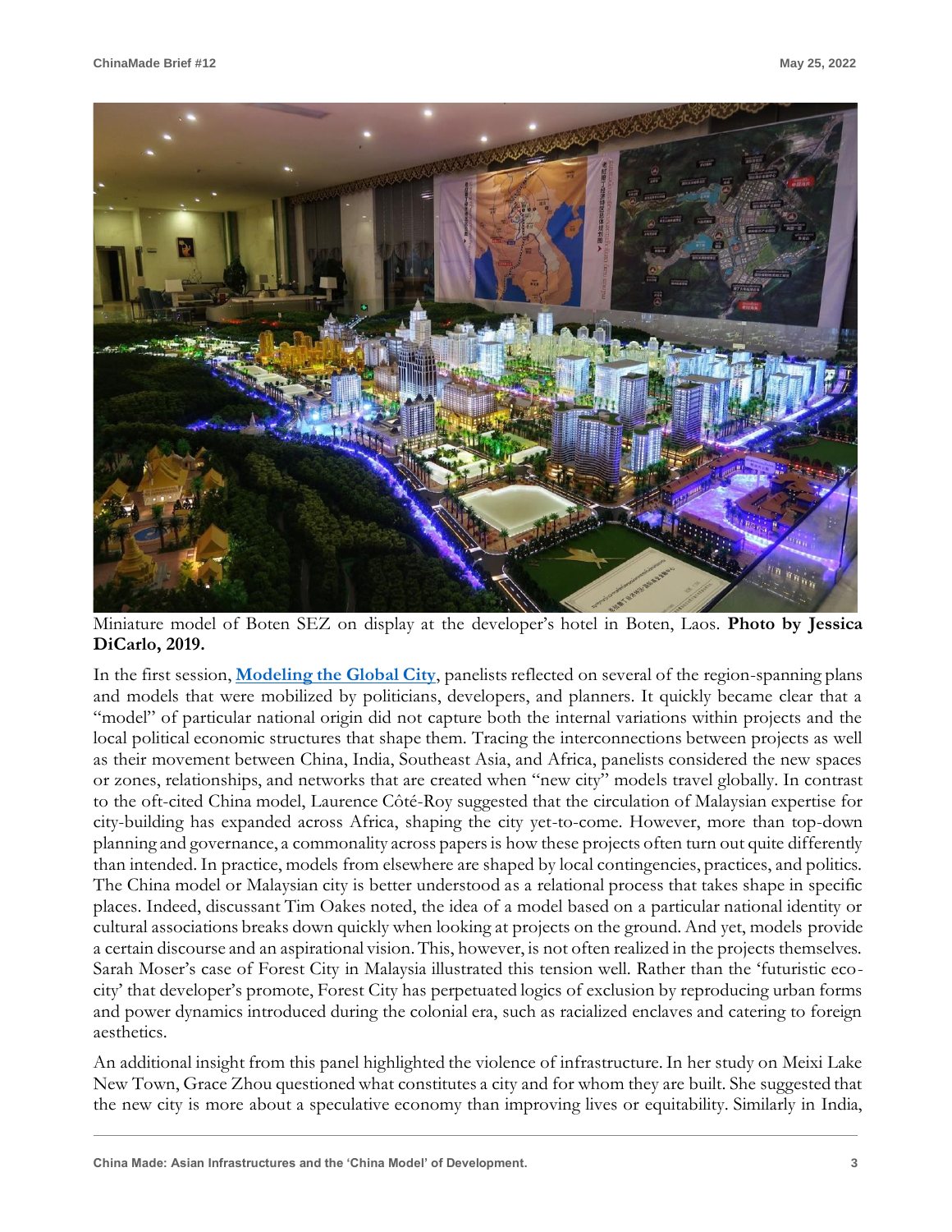Miniature model of Boten SEZ on display at the developer's hotel in Boten, Laos. **Photo by Jessica DiCarlo, 2019.**

In the first session, **Modeling the Global City**, panelists reflected on several of the region-spanning plans and models that were mobilized by politicians, developers, and planners. It quickly became clear that a "model" of particular national origin did not capture both the internal variations within projects and the local political economic structures that shape them. Tracing the interconnections between projects as well as their movement between China, India, Southeast Asia, and Africa, panelists considered the new spaces or zones, relationships, and networks that are created when "new city" models travel globally. In contrast to the oft-cited China model, Laurence Côté-Roy suggested that the circulation of Malaysian expertise for city-building has expanded across Africa, shaping the city yet-to-come. However, more than top-down planning and governance, a commonality across papers is how these projects often turn out quite differently than intended. In practice, models from elsewhere are shaped by local contingencies, practices, and politics. The China model or Malaysian city is better understood as a relational process that takes shape in specific places. Indeed, discussant Tim Oakes noted, the idea of a model based on a particular national identity or cultural associations breaks down quickly when looking at projects on the ground. And yet, models provide a certain discourse and an aspirational vision. This, however, is not often realized in the projects themselves. Sarah Moser's case of Forest City in Malaysia illustrated this tension well. Rather than the 'futuristic eco-city' that developer's promote, Forest City has perpetuated logics of exclusion by reproducing urban forms and power dynamics introduced during the colonial era, such as racialized enclaves and catering to foreign aesthetics.

An additional insight from this panel highlighted the violence of infrastructure. In her study on Meixi Lake New Town, Grace Zhou questioned what constitutes a city and for whom they are built. She suggested that the new city is more about a speculative economy than improving lives or equitability. Similarly in India,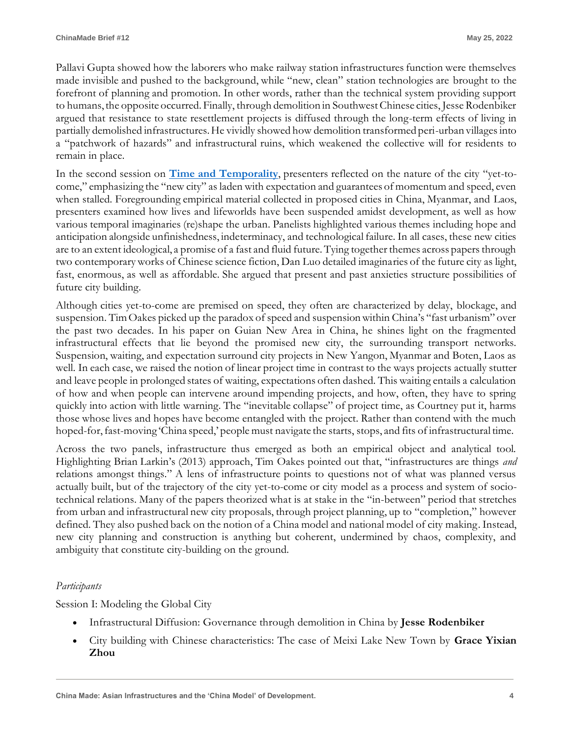Pallavi Gupta showed how the laborers who make railway station infrastructures function were themselves made invisible and pushed to the background, while "new, clean" station technologies are brought to the forefront of planning and promotion. In other words, rather than the technical system providing support to humans, the opposite occurred. Finally, through demolition in Southwest Chinese cities, Jesse Rodenbiker argued that resistance to state resettlement projects is diffused through the long-term effects of living in partially demolished infrastructures. He vividly showed how demolition transformed peri-urban villages into a "patchwork of hazards" and infrastructural ruins, which weakened the collective will for residents to remain in place.

In the second session on **Time and Temporality**, presenters reflected on the nature of the city "yet-to-come," emphasizing the "new city" as laden with expectation and guarantees of momentum and speed, even when stalled. Foregrounding empirical material collected in proposed cities in China, Myanmar, and Laos, presenters examined how lives and lifeworlds have been suspended amidst development, as well as how various temporal imaginaries (re)shape the urban. Panelists highlighted various themes including hope and anticipation alongside unfinishedness, indeterminacy, and technological failure. In all cases, these new cities are to an extent ideological, a promise of a fast and fluid future. Tying together themes across papers through two contemporary works of Chinese science fiction, Dan Luo detailed imaginaries of the future city as light, fast, enormous, as well as affordable. She argued that present and past anxieties structure possibilities of future city building.

Although cities yet-to-come are premised on speed, they often are characterized by delay, blockage, and suspension. Tim Oakes picked up the paradox of speed and suspension within China's "fast urbanism" over the past two decades. In his paper on Guian New Area in China, he shines light on the fragmented infrastructural effects that lie beyond the promised new city, the surrounding transport networks. Suspension, waiting, and expectation surround city projects in New Yangon, Myanmar and Boten, Laos as well. In each case, we raised the notion of linear project time in contrast to the ways projects actually stutter and leave people in prolonged states of waiting, expectations often dashed. This waiting entails a calculation of how and when people can intervene around impending projects, and how, often, they have to spring quickly into action with little warning. The "inevitable collapse" of project time, as Courtney put it, harms those whose lives and hopes have become entangled with the project. Rather than contend with the much hoped-for, fast-moving 'China speed,' people must navigate the starts, stops, and fits of infrastructural time.

Across the two panels, infrastructure thus emerged as both an empirical object and analytical tool. Highlighting Brian Larkin's (2013) approach, Tim Oakes pointed out that, "infrastructures are things *and* relations amongst things." A lens of infrastructure points to questions not of what was planned versus actually built, but of the trajectory of the city yet-to-come or city model as a process and system of socio-technical relations. Many of the papers theorized what is at stake in the "in-between" period that stretches from urban and infrastructural new city proposals, through project planning, up to "completion," however defined. They also pushed back on the notion of a China model and national model of city making. Instead, new city planning and construction is anything but coherent, undermined by chaos, complexity, and ambiguity that constitute city-building on the ground.

*Participants*

Session I: Modeling the Global City

- Infrastructural Diffusion: Governance through demolition in China by **Jesse Rodenbiker**
- City building with Chinese characteristics: The case of Meixi Lake New Town by **Grace Yixian Zhou**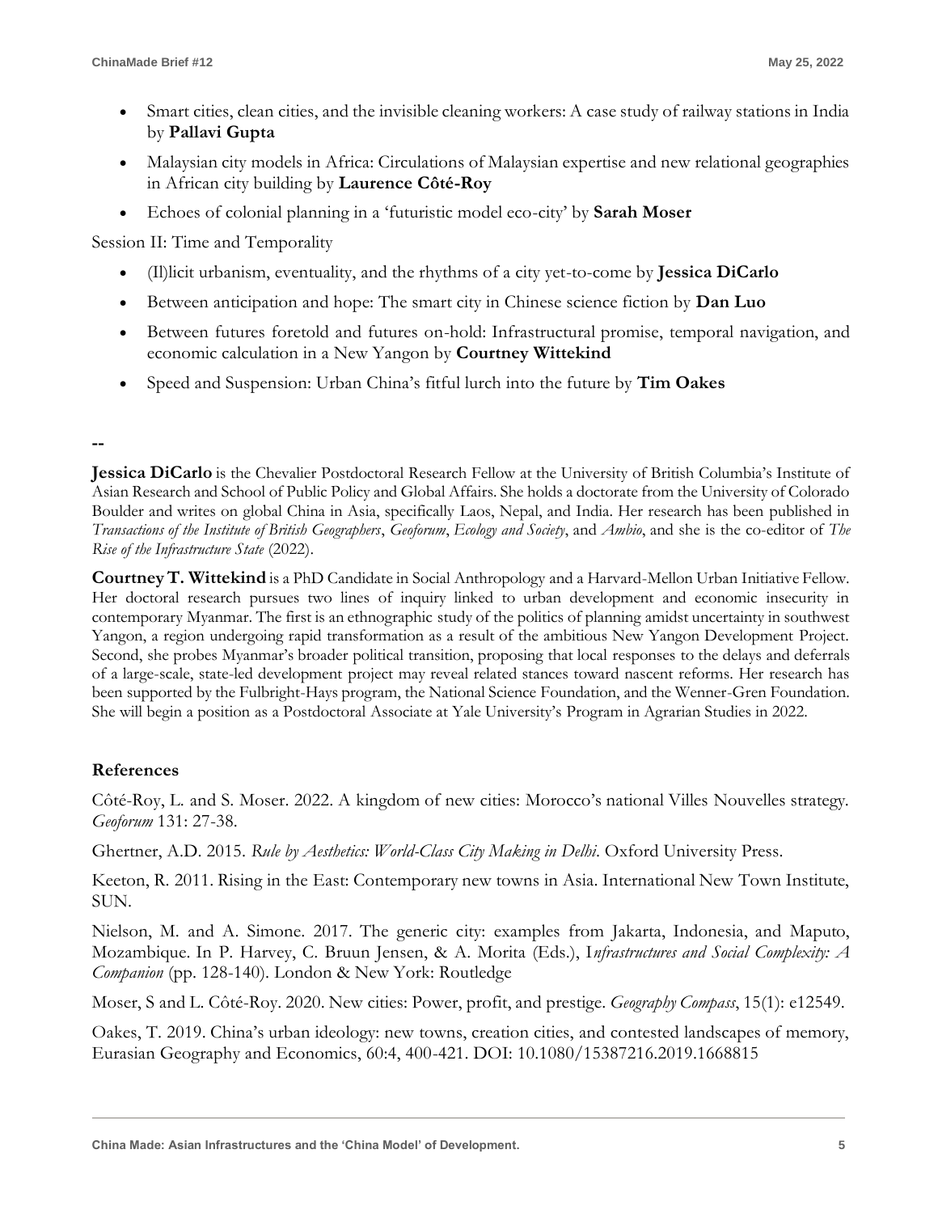- Smart cities, clean cities, and the invisible cleaning workers: A case study of railway stations in India by **Pallavi Gupta**
- Malaysian city models in Africa: Circulations of Malaysian expertise and new relational geographies in African city building by **Laurence Côté-Roy**
- Echoes of colonial planning in a 'futuristic model eco-city' by **Sarah Moser**

Session II: Time and Temporality

- (Il)licit urbanism, eventuality, and the rhythms of a city yet-to-come by **Jessica DiCarlo**
- Between anticipation and hope: The smart city in Chinese science fiction by **Dan Luo**
- Between futures foretold and futures on-hold: Infrastructural promise, temporal navigation, and economic calculation in a New Yangon by **Courtney Wittekind**
- Speed and Suspension: Urban China's fitful lurch into the future by **Tim Oakes**

--

**Jessica DiCarlo** is the Chevalier Postdoctoral Research Fellow at the University of British Columbia's Institute of Asian Research and School of Public Policy and Global Affairs. She holds a doctorate from the University of Colorado Boulder and writes on global China in Asia, specifically Laos, Nepal, and India. Her research has been published in *Transactions of the Institute of British Geographers*, *Geoforum*, *Ecology and Society*, and *Ambio*, and she is the co-editor of *The Rise of the Infrastructure State* (2022).

**Courtney T. Wittekind** is a PhD Candidate in Social Anthropology and a Harvard-Mellon Urban Initiative Fellow. Her doctoral research pursues two lines of inquiry linked to urban development and economic insecurity in contemporary Myanmar. The first is an ethnographic study of the politics of planning amidst uncertainty in southwest Yangon, a region undergoing rapid transformation as a result of the ambitious New Yangon Development Project. Second, she probes Myanmar's broader political transition, proposing that local responses to the delays and deferrals of a large-scale, state-led development project may reveal related stances toward nascent reforms. Her research has been supported by the Fulbright-Hays program, the National Science Foundation, and the Wenner-Gren Foundation. She will begin a position as a Postdoctoral Associate at Yale University's Program in Agrarian Studies in 2022.

## References

Côté-Roy, L. and S. Moser. 2022. A kingdom of new cities: Morocco's national Villes Nouvelles strategy. *Geoforum* 131: 27-38.

Ghertner, A.D. 2015. *Rule by Aesthetics: World-Class City Making in Delhi*. Oxford University Press.

Keeton, R. 2011. Rising in the East: Contemporary new towns in Asia. International New Town Institute, SUN.

Nielson, M. and A. Simone. 2017. The generic city: examples from Jakarta, Indonesia, and Maputo, Mozambique. In P. Harvey, C. Bruun Jensen, & A. Morita (Eds.), I*nfrastructures and Social Complexity: A Companion* (pp. 128-140). London & New York: Routledge

Moser, S and L. Côté-Roy. 2020. New cities: Power, profit, and prestige. *Geography Compass*, 15(1): e12549.

Oakes, T. 2019. China's urban ideology: new towns, creation cities, and contested landscapes of memory, Eurasian Geography and Economics, 60:4, 400-421. DOI: 10.1080/15387216.2019.1668815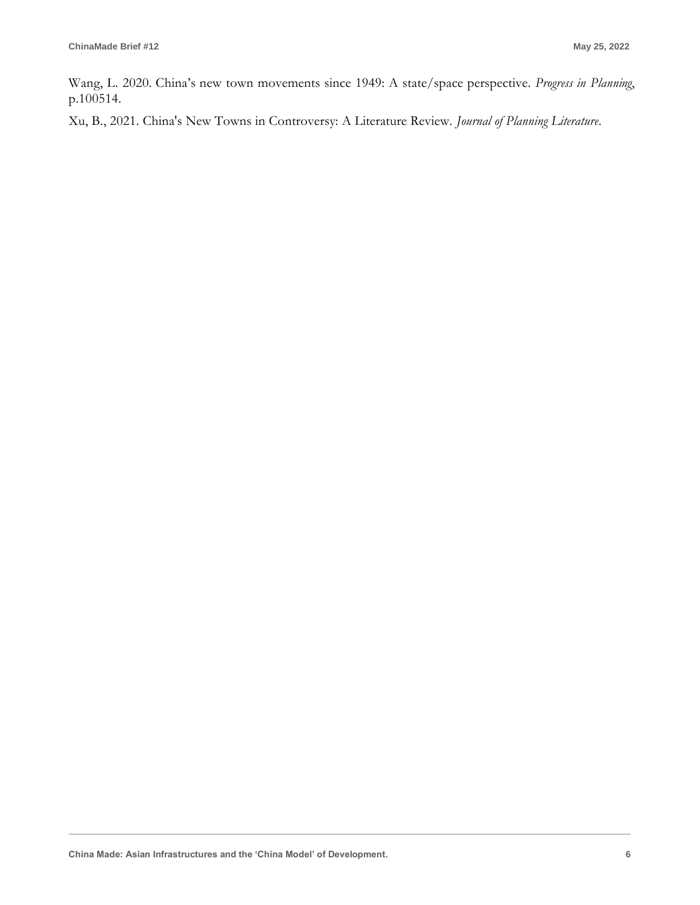Wang, L. 2020. China's new town movements since 1949: A state/space perspective. *Progress in Planning*, p.100514.

Xu, B., 2021. China's New Towns in Controversy: A Literature Review. *Journal of Planning Literature*.